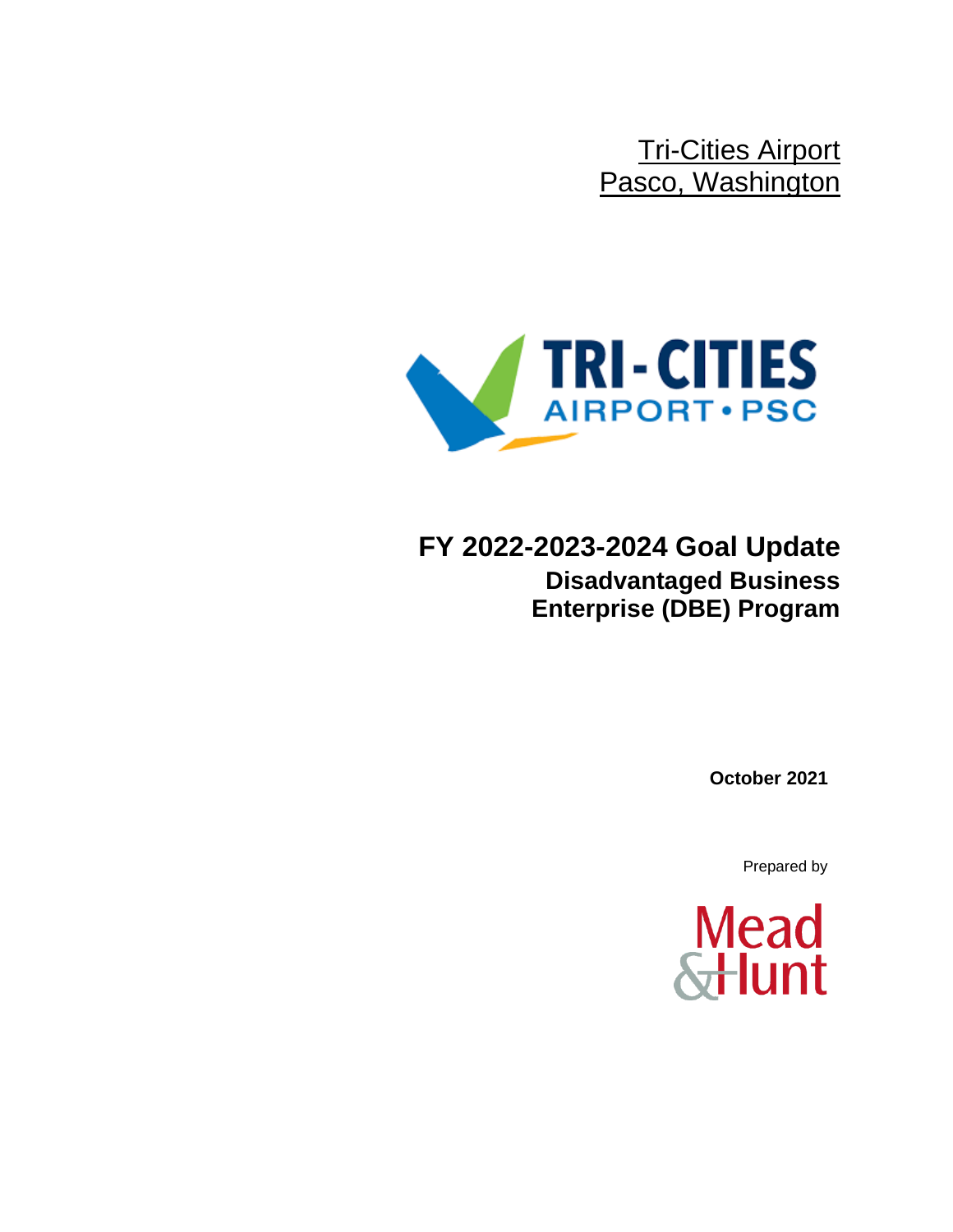Tri-Cities Airport
Pasco, Washington

# FY 2022-2023-2024 Goal Update

## Disadvantaged Business Enterprise (DBE) Program

**October 2021**

Prepared by

Mead & Hunt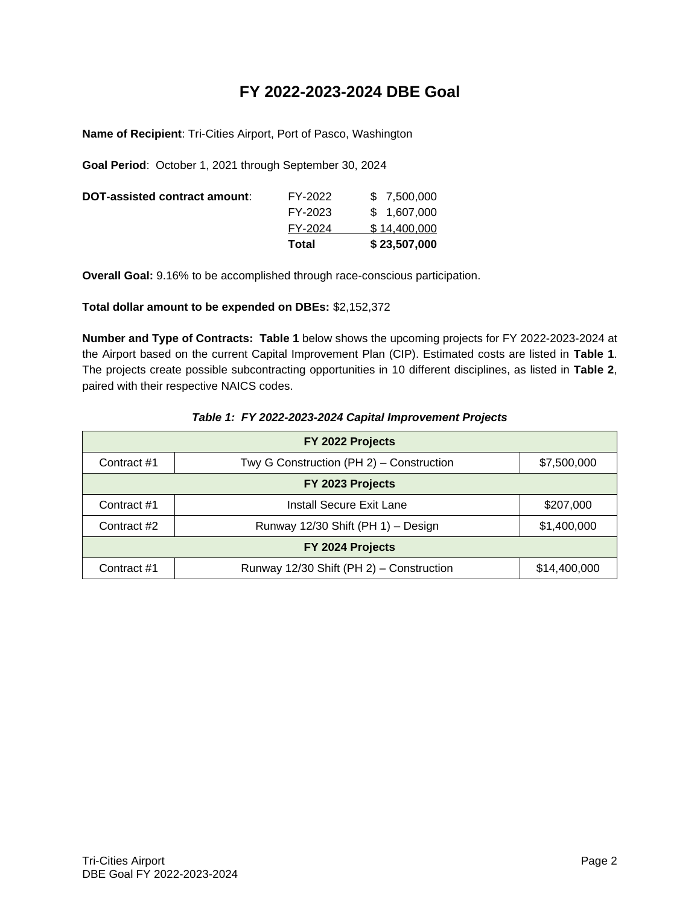# FY 2022-2023-2024 DBE Goal

**Name of Recipient**: Tri-Cities Airport, Port of Pasco, Washington

**Goal Period**: October 1, 2021 through September 30, 2024

**DOT-assisted contract amount**:

| | |
|---|---|
| FY-2022 | $ 7,500,000 |
| FY-2023 | $ 1,607,000 |
| FY-2024 | $ 14,400,000 |
| **Total** | **$ 23,507,000** |

**Overall Goal:** 9.16% to be accomplished through race-conscious participation.

**Total dollar amount to be expended on DBEs:** $2,152,372

**Number and Type of Contracts: Table 1** below shows the upcoming projects for FY 2022-2023-2024 at the Airport based on the current Capital Improvement Plan (CIP). Estimated costs are listed in **Table 1**. The projects create possible subcontracting opportunities in 10 different disciplines, as listed in **Table 2**, paired with their respective NAICS codes.

***Table 1: FY 2022-2023-2024 Capital Improvement Projects***

| **FY 2022 Projects** | | |
|---|---|---|
| Contract #1 | Twy G Construction (PH 2) – Construction | $7,500,000 |
| **FY 2023 Projects** | | |
| Contract #1 | Install Secure Exit Lane | $207,000 |
| Contract #2 | Runway 12/30 Shift (PH 1) – Design | $1,400,000 |
| **FY 2024 Projects** | | |
| Contract #1 | Runway 12/30 Shift (PH 2) – Construction | $14,400,000 |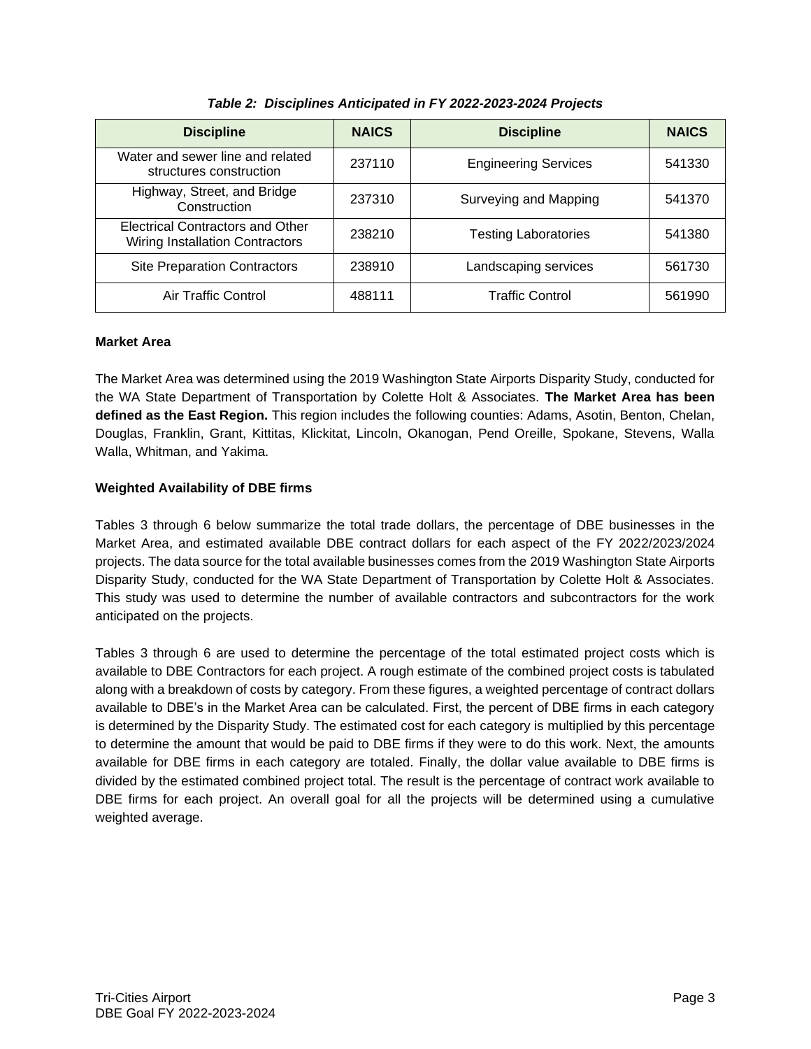*Table 2: Disciplines Anticipated in FY 2022-2023-2024 Projects*

| Discipline | NAICS | Discipline | NAICS |
| --- | --- | --- | --- |
| Water and sewer line and related structures construction | 237110 | Engineering Services | 541330 |
| Highway, Street, and Bridge Construction | 237310 | Surveying and Mapping | 541370 |
| Electrical Contractors and Other Wiring Installation Contractors | 238210 | Testing Laboratories | 541380 |
| Site Preparation Contractors | 238910 | Landscaping services | 561730 |
| Air Traffic Control | 488111 | Traffic Control | 561990 |

**Market Area**

The Market Area was determined using the 2019 Washington State Airports Disparity Study, conducted for the WA State Department of Transportation by Colette Holt & Associates. **The Market Area has been defined as the East Region.** This region includes the following counties: Adams, Asotin, Benton, Chelan, Douglas, Franklin, Grant, Kittitas, Klickitat, Lincoln, Okanogan, Pend Oreille, Spokane, Stevens, Walla Walla, Whitman, and Yakima.

**Weighted Availability of DBE firms**

Tables 3 through 6 below summarize the total trade dollars, the percentage of DBE businesses in the Market Area, and estimated available DBE contract dollars for each aspect of the FY 2022/2023/2024 projects. The data source for the total available businesses comes from the 2019 Washington State Airports Disparity Study, conducted for the WA State Department of Transportation by Colette Holt & Associates. This study was used to determine the number of available contractors and subcontractors for the work anticipated on the projects.

Tables 3 through 6 are used to determine the percentage of the total estimated project costs which is available to DBE Contractors for each project. A rough estimate of the combined project costs is tabulated along with a breakdown of costs by category. From these figures, a weighted percentage of contract dollars available to DBE's in the Market Area can be calculated. First, the percent of DBE firms in each category is determined by the Disparity Study. The estimated cost for each category is multiplied by this percentage to determine the amount that would be paid to DBE firms if they were to do this work. Next, the amounts available for DBE firms in each category are totaled. Finally, the dollar value available to DBE firms is divided by the estimated combined project total. The result is the percentage of contract work available to DBE firms for each project. An overall goal for all the projects will be determined using a cumulative weighted average.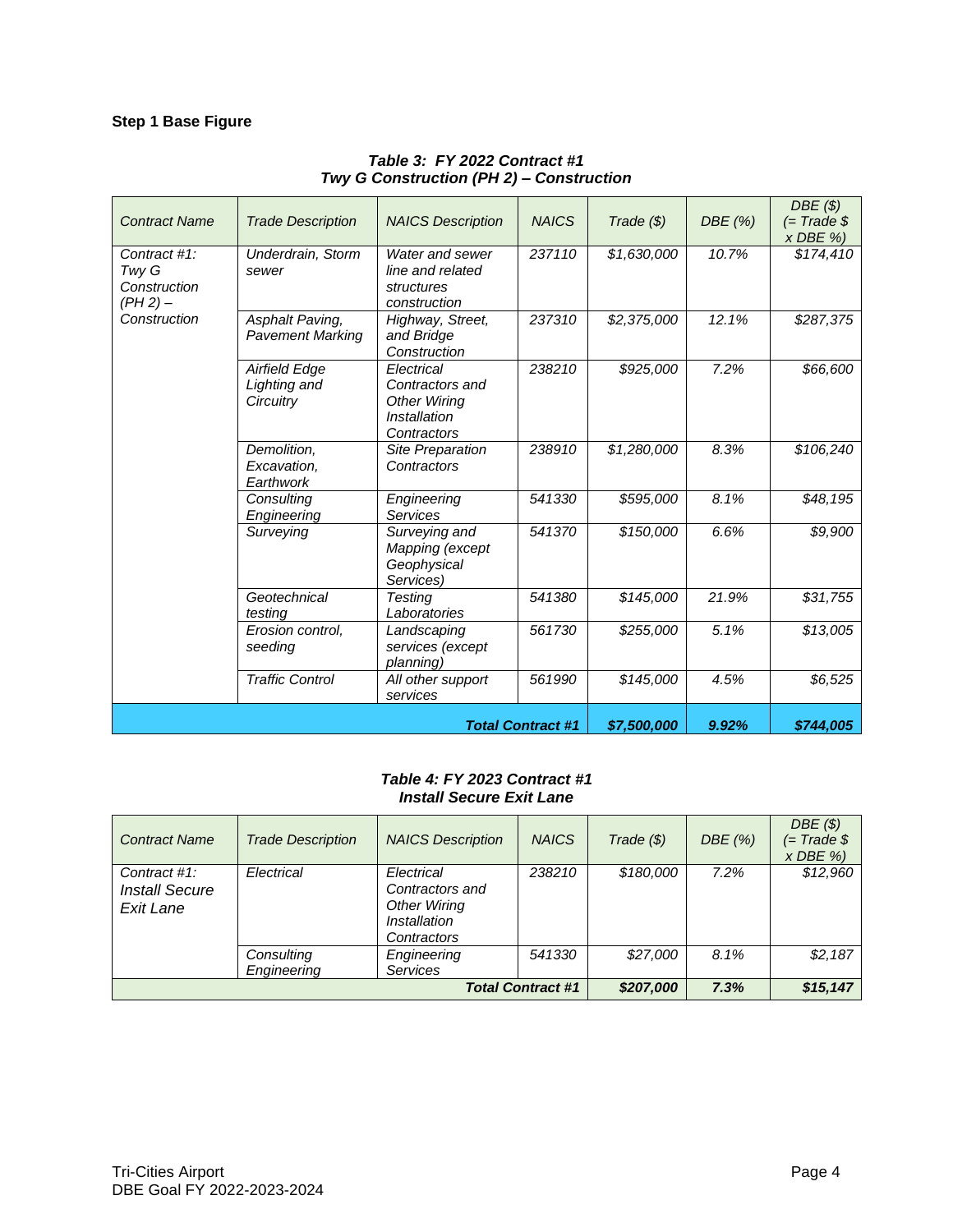**Step 1 Base Figure**

***Table 3: FY 2022 Contract #1***
***Twy G Construction (PH 2) – Construction***

| *Contract Name* | *Trade Description* | *NAICS Description* | *NAICS* | *Trade ($)* | *DBE (%)* | *DBE ($) (= Trade $ x DBE %)* |
|---|---|---|---|---|---|---|
| *Contract #1: Twy G Construction (PH 2) – Construction* | *Underdrain, Storm sewer* | *Water and sewer line and related structures construction* | *237110* | *$1,630,000* | *10.7%* | *$174,410* |
| | *Asphalt Paving, Pavement Marking* | *Highway, Street, and Bridge Construction* | *237310* | *$2,375,000* | *12.1%* | *$287,375* |
| | *Airfield Edge Lighting and Circuitry* | *Electrical Contractors and Other Wiring Installation Contractors* | *238210* | *$925,000* | *7.2%* | *$66,600* |
| | *Demolition, Excavation, Earthwork* | *Site Preparation Contractors* | *238910* | *$1,280,000* | *8.3%* | *$106,240* |
| | *Consulting Engineering* | *Engineering Services* | *541330* | *$595,000* | *8.1%* | *$48,195* |
| | *Surveying* | *Surveying and Mapping (except Geophysical Services)* | *541370* | *$150,000* | *6.6%* | *$9,900* |
| | *Geotechnical testing* | *Testing Laboratories* | *541380* | *$145,000* | *21.9%* | *$31,755* |
| | *Erosion control, seeding* | *Landscaping services (except planning)* | *561730* | *$255,000* | *5.1%* | *$13,005* |
| | *Traffic Control* | *All other support services* | *561990* | *$145,000* | *4.5%* | *$6,525* |
| | | | ***Total Contract #1*** | ***$7,500,000*** | ***9.92%*** | ***$744,005*** |

***Table 4: FY 2023 Contract #1***
***Install Secure Exit Lane***

| *Contract Name* | *Trade Description* | *NAICS Description* | *NAICS* | *Trade ($)* | *DBE (%)* | *DBE ($) (= Trade $ x DBE %)* |
|---|---|---|---|---|---|---|
| *Contract #1: Install Secure Exit Lane* | *Electrical* | *Electrical Contractors and Other Wiring Installation Contractors* | *238210* | *$180,000* | *7.2%* | *$12,960* |
| | *Consulting Engineering* | *Engineering Services* | *541330* | *$27,000* | *8.1%* | *$2,187* |
| | | | ***Total Contract #1*** | ***$207,000*** | ***7.3%*** | ***$15,147*** |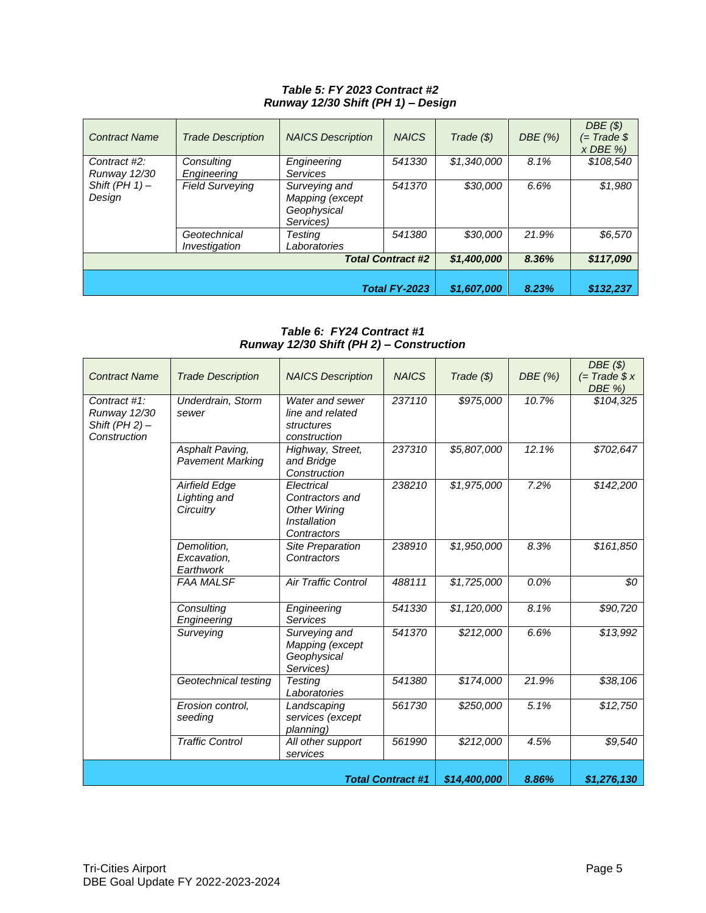***Table 5: FY 2023 Contract #2***
***Runway 12/30 Shift (PH 1) – Design***

| *Contract Name* | *Trade Description* | *NAICS Description* | *NAICS* | *Trade ($)* | *DBE (%)* | *DBE ($) (= Trade $ x DBE %)* |
|---|---|---|---|---|---|---|
| *Contract #2: Runway 12/30 Shift (PH 1) – Design* | *Consulting Engineering* | *Engineering Services* | *541330* | *$1,340,000* | *8.1%* | *$108,540* |
| | *Field Surveying* | *Surveying and Mapping (except Geophysical Services)* | *541370* | *$30,000* | *6.6%* | *$1,980* |
| | *Geotechnical Investigation* | *Testing Laboratories* | *541380* | *$30,000* | *21.9%* | *$6,570* |
| | | | ***Total Contract #2*** | ***$1,400,000*** | ***8.36%*** | ***$117,090*** |
| | | | ***Total FY-2023*** | ***$1,607,000*** | ***8.23%*** | ***$132,237*** |

***Table 6: FY24 Contract #1***
***Runway 12/30 Shift (PH 2) – Construction***

| *Contract Name* | *Trade Description* | *NAICS Description* | *NAICS* | *Trade ($)* | *DBE (%)* | *DBE ($) (= Trade $ x DBE %)* |
|---|---|---|---|---|---|---|
| *Contract #1: Runway 12/30 Shift (PH 2) – Construction* | *Underdrain, Storm sewer* | *Water and sewer line and related structures construction* | *237110* | *$975,000* | *10.7%* | *$104,325* |
| | *Asphalt Paving, Pavement Marking* | *Highway, Street, and Bridge Construction* | *237310* | *$5,807,000* | *12.1%* | *$702,647* |
| | *Airfield Edge Lighting and Circuitry* | *Electrical Contractors and Other Wiring Installation Contractors* | *238210* | *$1,975,000* | *7.2%* | *$142,200* |
| | *Demolition, Excavation, Earthwork* | *Site Preparation Contractors* | *238910* | *$1,950,000* | *8.3%* | *$161,850* |
| | *FAA MALSF* | *Air Traffic Control* | *488111* | *$1,725,000* | *0.0%* | *$0* |
| | *Consulting Engineering* | *Engineering Services* | *541330* | *$1,120,000* | *8.1%* | *$90,720* |
| | *Surveying* | *Surveying and Mapping (except Geophysical Services)* | *541370* | *$212,000* | *6.6%* | *$13,992* |
| | *Geotechnical testing* | *Testing Laboratories* | *541380* | *$174,000* | *21.9%* | *$38,106* |
| | *Erosion control, seeding* | *Landscaping services (except planning)* | *561730* | *$250,000* | *5.1%* | *$12,750* |
| | *Traffic Control* | *All other support services* | *561990* | *$212,000* | *4.5%* | *$9,540* |
| | | | ***Total Contract #1*** | ***$14,400,000*** | ***8.86%*** | ***$1,276,130*** |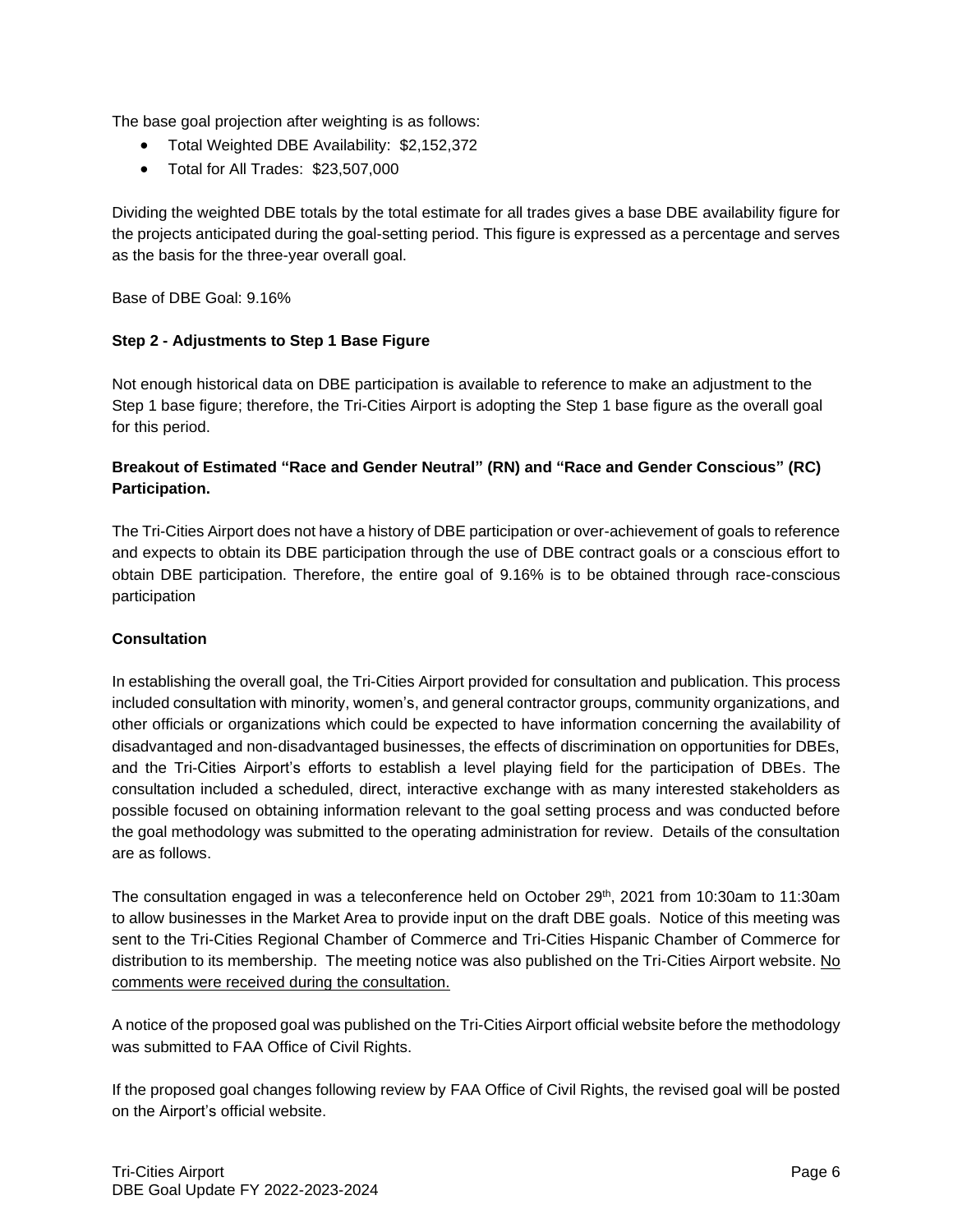The base goal projection after weighting is as follows:

- Total Weighted DBE Availability: $2,152,372
- Total for All Trades: $23,507,000

Dividing the weighted DBE totals by the total estimate for all trades gives a base DBE availability figure for the projects anticipated during the goal-setting period. This figure is expressed as a percentage and serves as the basis for the three-year overall goal.

Base of DBE Goal: 9.16%

**Step 2 - Adjustments to Step 1 Base Figure**

Not enough historical data on DBE participation is available to reference to make an adjustment to the Step 1 base figure; therefore, the Tri-Cities Airport is adopting the Step 1 base figure as the overall goal for this period.

**Breakout of Estimated "Race and Gender Neutral" (RN) and "Race and Gender Conscious" (RC) Participation.**

The Tri-Cities Airport does not have a history of DBE participation or over-achievement of goals to reference and expects to obtain its DBE participation through the use of DBE contract goals or a conscious effort to obtain DBE participation. Therefore, the entire goal of 9.16% is to be obtained through race-conscious participation

**Consultation**

In establishing the overall goal, the Tri-Cities Airport provided for consultation and publication. This process included consultation with minority, women's, and general contractor groups, community organizations, and other officials or organizations which could be expected to have information concerning the availability of disadvantaged and non-disadvantaged businesses, the effects of discrimination on opportunities for DBEs, and the Tri-Cities Airport's efforts to establish a level playing field for the participation of DBEs. The consultation included a scheduled, direct, interactive exchange with as many interested stakeholders as possible focused on obtaining information relevant to the goal setting process and was conducted before the goal methodology was submitted to the operating administration for review. Details of the consultation are as follows.

The consultation engaged in was a teleconference held on October 29th, 2021 from 10:30am to 11:30am to allow businesses in the Market Area to provide input on the draft DBE goals. Notice of this meeting was sent to the Tri-Cities Regional Chamber of Commerce and Tri-Cities Hispanic Chamber of Commerce for distribution to its membership. The meeting notice was also published on the Tri-Cities Airport website. No comments were received during the consultation.

A notice of the proposed goal was published on the Tri-Cities Airport official website before the methodology was submitted to FAA Office of Civil Rights.

If the proposed goal changes following review by FAA Office of Civil Rights, the revised goal will be posted on the Airport's official website.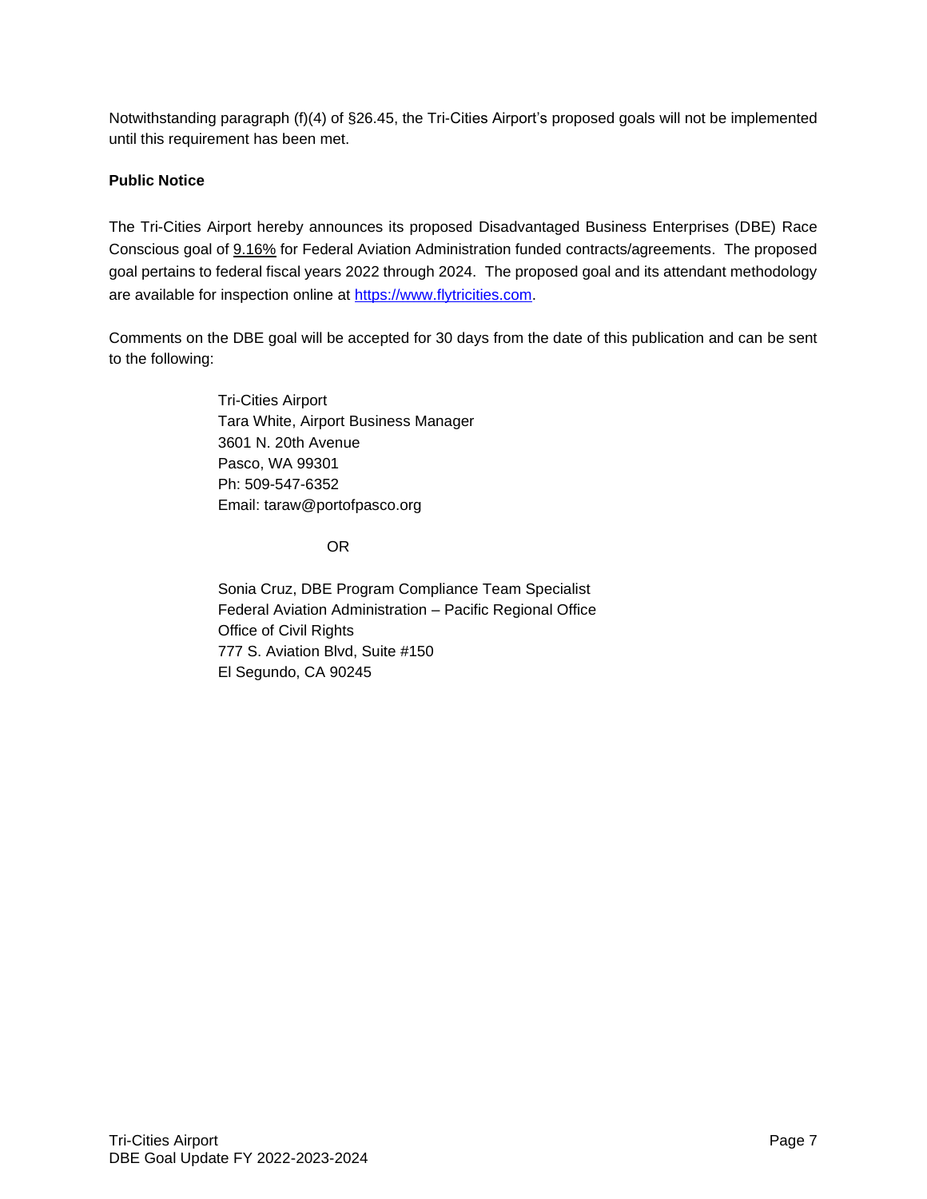Notwithstanding paragraph (f)(4) of §26.45, the Tri-Cities Airport's proposed goals will not be implemented until this requirement has been met.

**Public Notice**

The Tri-Cities Airport hereby announces its proposed Disadvantaged Business Enterprises (DBE) Race Conscious goal of 9.16% for Federal Aviation Administration funded contracts/agreements. The proposed goal pertains to federal fiscal years 2022 through 2024. The proposed goal and its attendant methodology are available for inspection online at https://www.flytricities.com.

Comments on the DBE goal will be accepted for 30 days from the date of this publication and can be sent to the following:

Tri-Cities Airport
Tara White, Airport Business Manager
3601 N. 20th Avenue
Pasco, WA 99301
Ph: 509-547-6352
Email: taraw@portofpasco.org

OR

Sonia Cruz, DBE Program Compliance Team Specialist
Federal Aviation Administration – Pacific Regional Office
Office of Civil Rights
777 S. Aviation Blvd, Suite #150
El Segundo, CA 90245